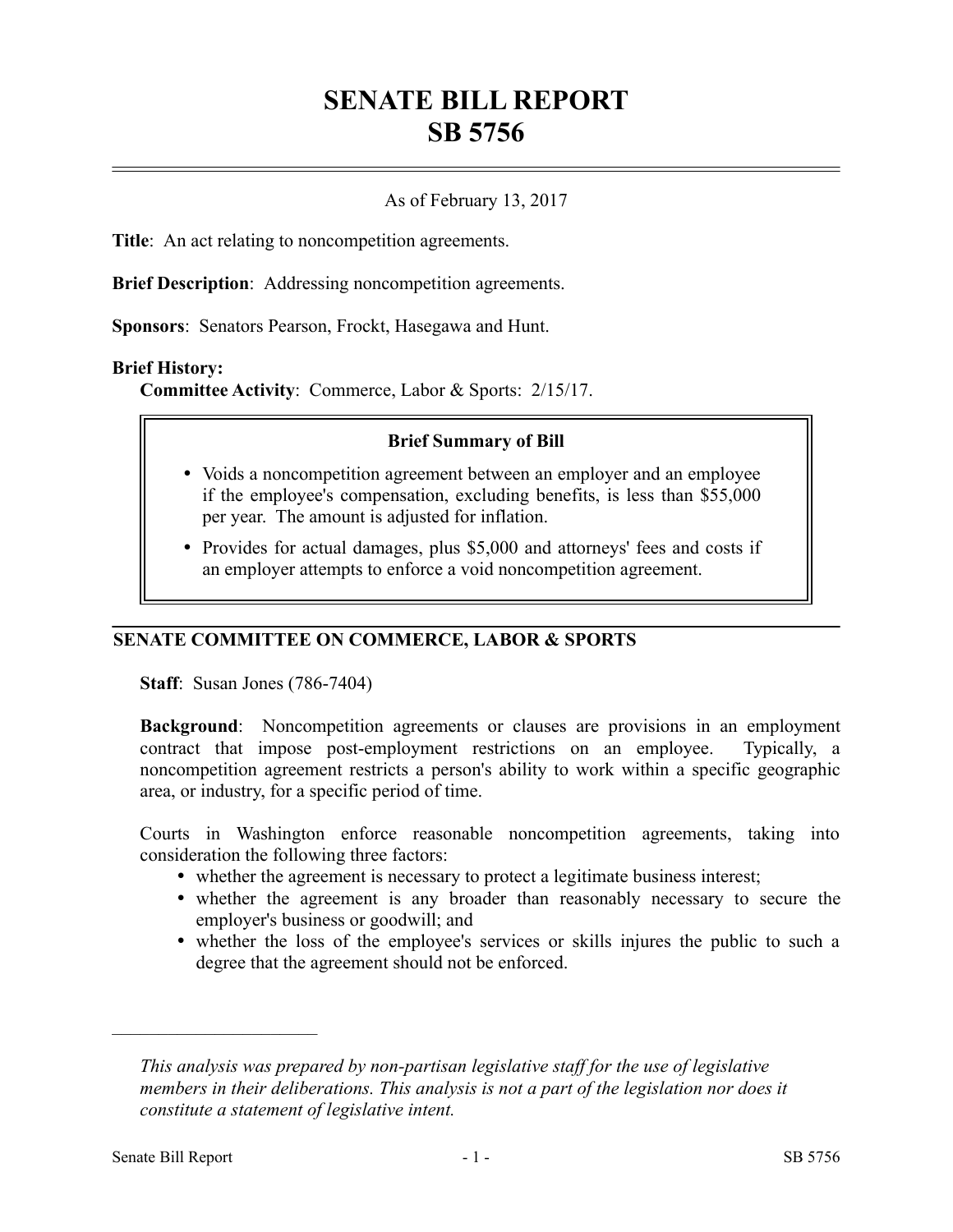# SENATE BILL REPORT
# SB 5756

As of February 13, 2017

**Title**: An act relating to noncompetition agreements.

**Brief Description**: Addressing noncompetition agreements.

**Sponsors**: Senators Pearson, Frockt, Hasegawa and Hunt.

**Brief History:**

**Committee Activity**: Commerce, Labor & Sports: 2/15/17.

> **Brief Summary of Bill**
>
> - Voids a noncompetition agreement between an employer and an employee if the employee's compensation, excluding benefits, is less than $55,000 per year. The amount is adjusted for inflation.
> - Provides for actual damages, plus $5,000 and attorneys' fees and costs if an employer attempts to enforce a void noncompetition agreement.

## SENATE COMMITTEE ON COMMERCE, LABOR & SPORTS

**Staff**: Susan Jones (786-7404)

**Background**: Noncompetition agreements or clauses are provisions in an employment contract that impose post-employment restrictions on an employee. Typically, a noncompetition agreement restricts a person's ability to work within a specific geographic area, or industry, for a specific period of time.

Courts in Washington enforce reasonable noncompetition agreements, taking into consideration the following three factors:

- whether the agreement is necessary to protect a legitimate business interest;
- whether the agreement is any broader than reasonably necessary to secure the employer's business or goodwill; and
- whether the loss of the employee's services or skills injures the public to such a degree that the agreement should not be enforced.

---

*This analysis was prepared by non-partisan legislative staff for the use of legislative members in their deliberations. This analysis is not a part of the legislation nor does it constitute a statement of legislative intent.*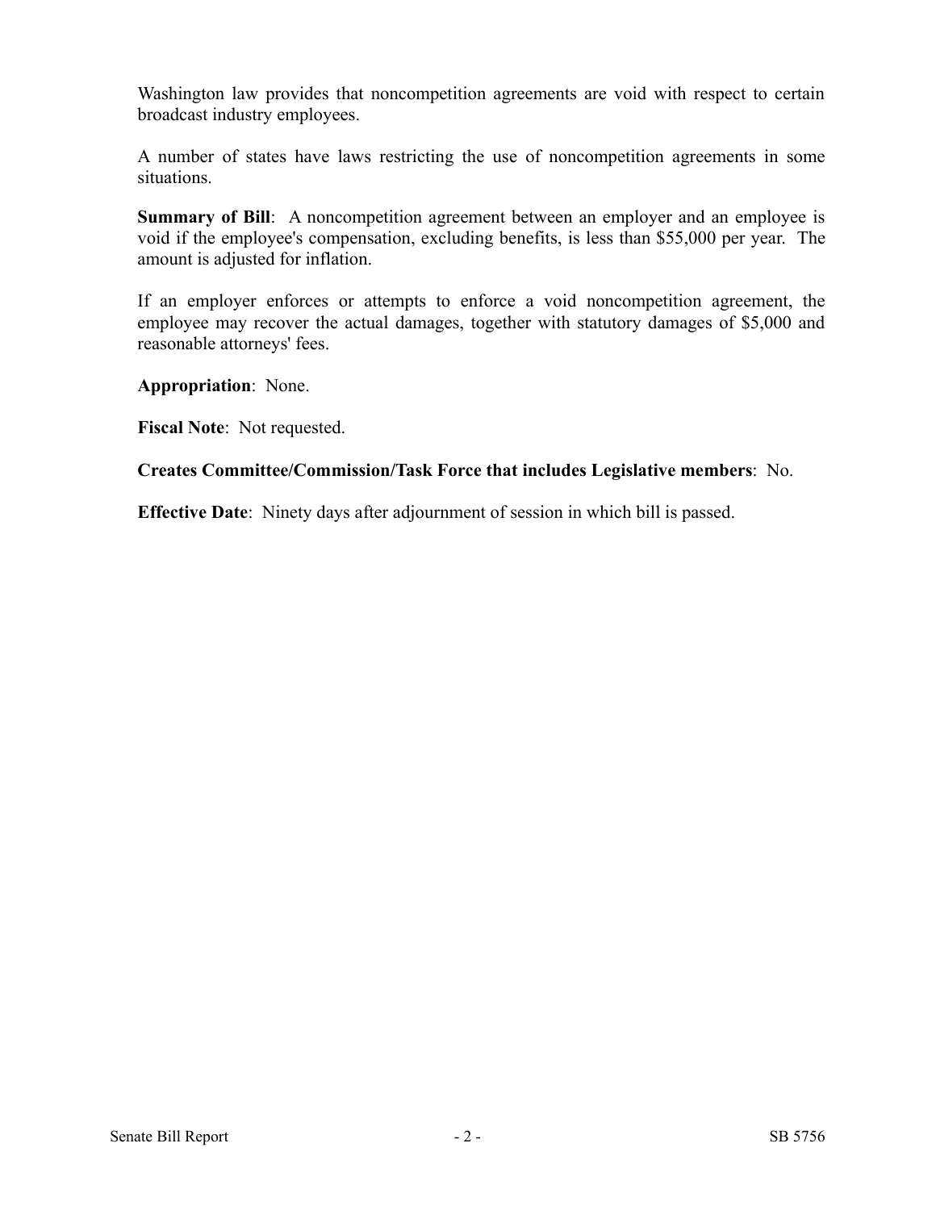Washington law provides that noncompetition agreements are void with respect to certain broadcast industry employees.

A number of states have laws restricting the use of noncompetition agreements in some situations.

**Summary of Bill**: A noncompetition agreement between an employer and an employee is void if the employee's compensation, excluding benefits, is less than $55,000 per year. The amount is adjusted for inflation.

If an employer enforces or attempts to enforce a void noncompetition agreement, the employee may recover the actual damages, together with statutory damages of $5,000 and reasonable attorneys' fees.

**Appropriation**: None.

**Fiscal Note**: Not requested.

**Creates Committee/Commission/Task Force that includes Legislative members**: No.

**Effective Date**: Ninety days after adjournment of session in which bill is passed.